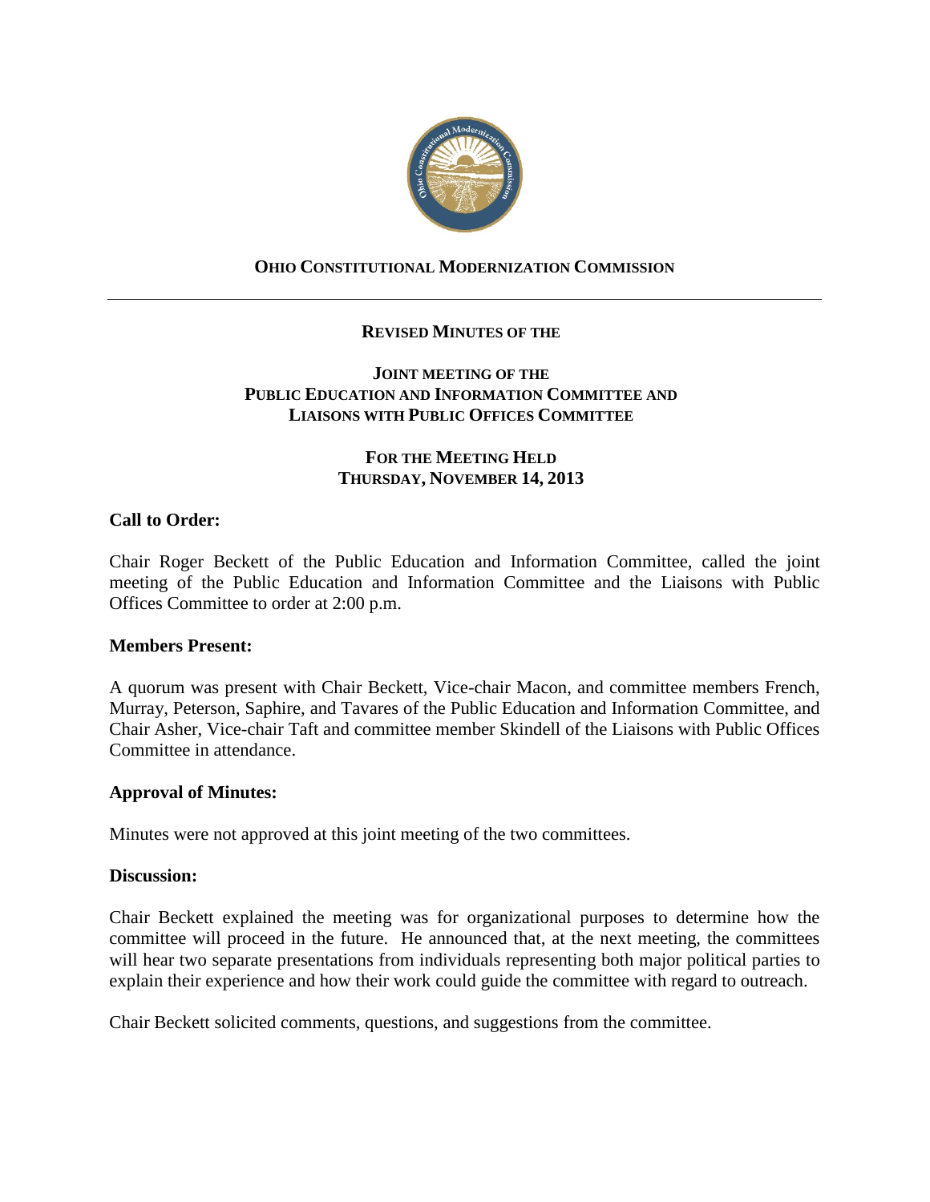# OHIO CONSTITUTIONAL MODERNIZATION COMMISSION

## REVISED MINUTES OF THE

## JOINT MEETING OF THE PUBLIC EDUCATION AND INFORMATION COMMITTEE AND LIAISONS WITH PUBLIC OFFICES COMMITTEE

## FOR THE MEETING HELD THURSDAY, NOVEMBER 14, 2013

**Call to Order:**

Chair Roger Beckett of the Public Education and Information Committee, called the joint meeting of the Public Education and Information Committee and the Liaisons with Public Offices Committee to order at 2:00 p.m.

**Members Present:**

A quorum was present with Chair Beckett, Vice-chair Macon, and committee members French, Murray, Peterson, Saphire, and Tavares of the Public Education and Information Committee, and Chair Asher, Vice-chair Taft and committee member Skindell of the Liaisons with Public Offices Committee in attendance.

**Approval of Minutes:**

Minutes were not approved at this joint meeting of the two committees.

**Discussion:**

Chair Beckett explained the meeting was for organizational purposes to determine how the committee will proceed in the future. He announced that, at the next meeting, the committees will hear two separate presentations from individuals representing both major political parties to explain their experience and how their work could guide the committee with regard to outreach.

Chair Beckett solicited comments, questions, and suggestions from the committee.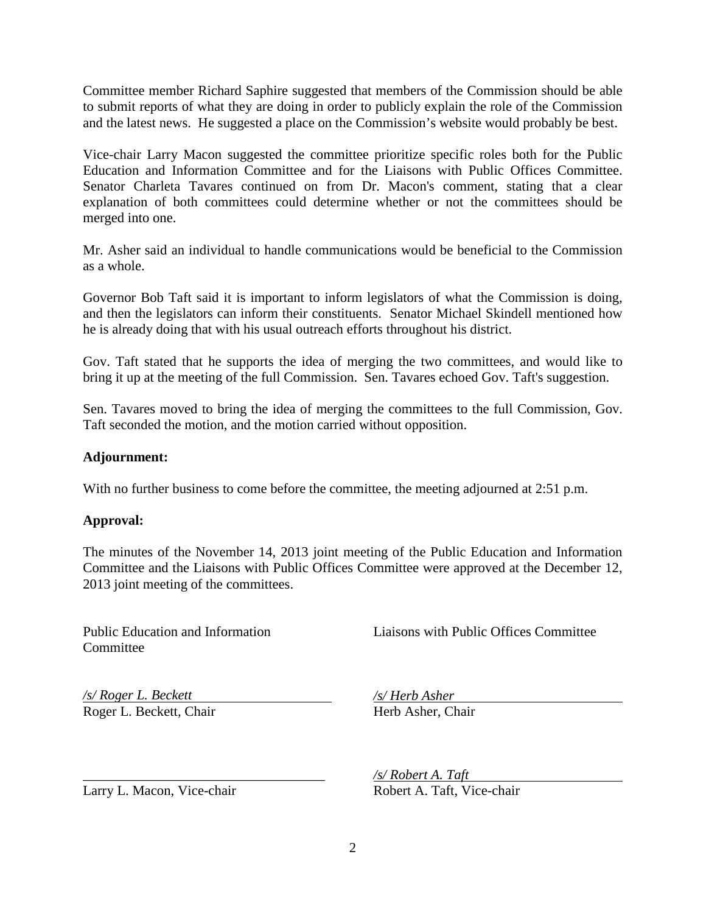Committee member Richard Saphire suggested that members of the Commission should be able to submit reports of what they are doing in order to publicly explain the role of the Commission and the latest news. He suggested a place on the Commission's website would probably be best.

Vice-chair Larry Macon suggested the committee prioritize specific roles both for the Public Education and Information Committee and for the Liaisons with Public Offices Committee. Senator Charleta Tavares continued on from Dr. Macon's comment, stating that a clear explanation of both committees could determine whether or not the committees should be merged into one.

Mr. Asher said an individual to handle communications would be beneficial to the Commission as a whole.

Governor Bob Taft said it is important to inform legislators of what the Commission is doing, and then the legislators can inform their constituents. Senator Michael Skindell mentioned how he is already doing that with his usual outreach efforts throughout his district.

Gov. Taft stated that he supports the idea of merging the two committees, and would like to bring it up at the meeting of the full Commission. Sen. Tavares echoed Gov. Taft's suggestion.

Sen. Tavares moved to bring the idea of merging the committees to the full Commission, Gov. Taft seconded the motion, and the motion carried without opposition.

**Adjournment:**

With no further business to come before the committee, the meeting adjourned at 2:51 p.m.

**Approval:**

The minutes of the November 14, 2013 joint meeting of the Public Education and Information Committee and the Liaisons with Public Offices Committee were approved at the December 12, 2013 joint meeting of the committees.

Public Education and Information Committee

*/s/ Roger L. Beckett*
Roger L. Beckett, Chair

\_\_\_\_\_\_\_\_\_\_\_\_\_\_\_\_\_\_\_\_\_\_\_\_\_\_\_\_\_\_\_\_\_\_
Larry L. Macon, Vice-chair

Liaisons with Public Offices Committee

*/s/ Herb Asher*
Herb Asher, Chair

*/s/ Robert A. Taft*
Robert A. Taft, Vice-chair